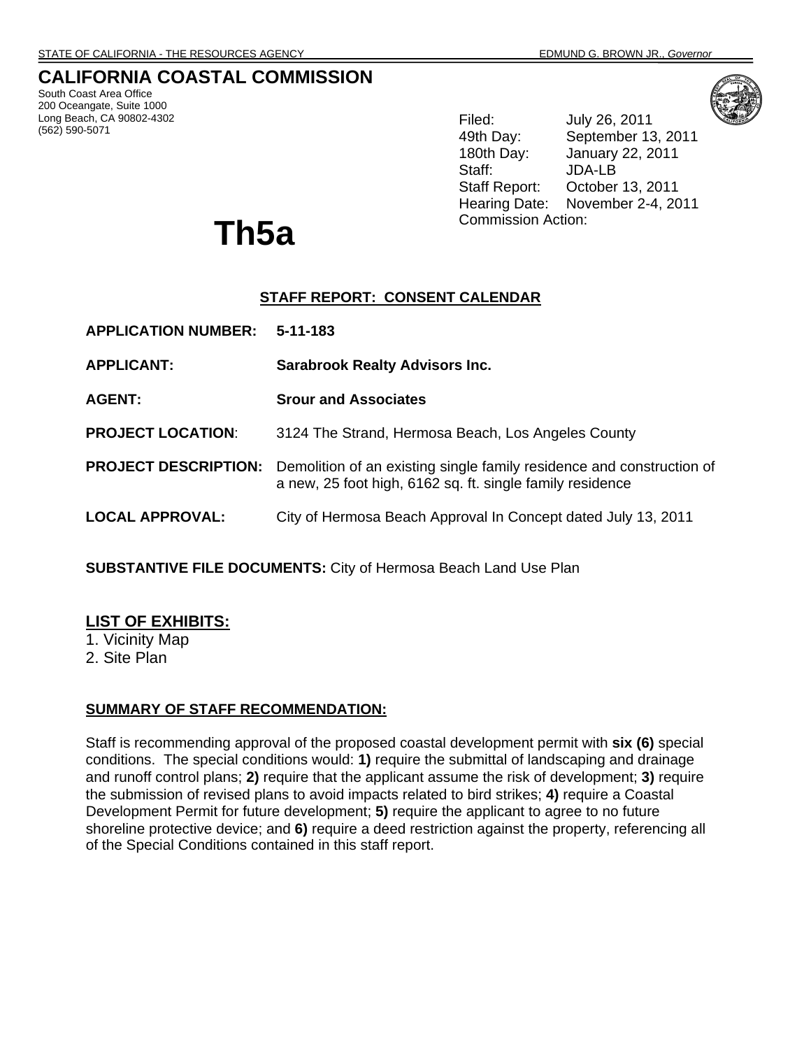STATE OF CALIFORNIA - THE RESOURCES AGENCY EDMUND G. BROWN JR., *Governor*

# CALIFORNIA COASTAL COMMISSION

South Coast Area Office
200 Oceangate, Suite 1000
Long Beach, CA 90802-4302
(562) 590-5071

Filed: July 26, 2011
49th Day: September 13, 2011
180th Day: January 22, 2011
Staff: JDA-LB
Staff Report: October 13, 2011
Hearing Date: November 2-4, 2011
Commission Action:

# Th5a

## STAFF REPORT: CONSENT CALENDAR

**APPLICATION NUMBER:** **5-11-183**

**APPLICANT:** **Sarabrook Realty Advisors Inc.**

**AGENT:** **Srour and Associates**

**PROJECT LOCATION**: 3124 The Strand, Hermosa Beach, Los Angeles County

**PROJECT DESCRIPTION:** Demolition of an existing single family residence and construction of a new, 25 foot high, 6162 sq. ft. single family residence

**LOCAL APPROVAL:** City of Hermosa Beach Approval In Concept dated July 13, 2011

**SUBSTANTIVE FILE DOCUMENTS:** City of Hermosa Beach Land Use Plan

## LIST OF EXHIBITS:

1. Vicinity Map
2. Site Plan

## SUMMARY OF STAFF RECOMMENDATION:

Staff is recommending approval of the proposed coastal development permit with **six (6)** special conditions. The special conditions would: **1)** require the submittal of landscaping and drainage and runoff control plans; **2)** require that the applicant assume the risk of development; **3)** require the submission of revised plans to avoid impacts related to bird strikes; **4)** require a Coastal Development Permit for future development; **5)** require the applicant to agree to no future shoreline protective device; and **6)** require a deed restriction against the property, referencing all of the Special Conditions contained in this staff report.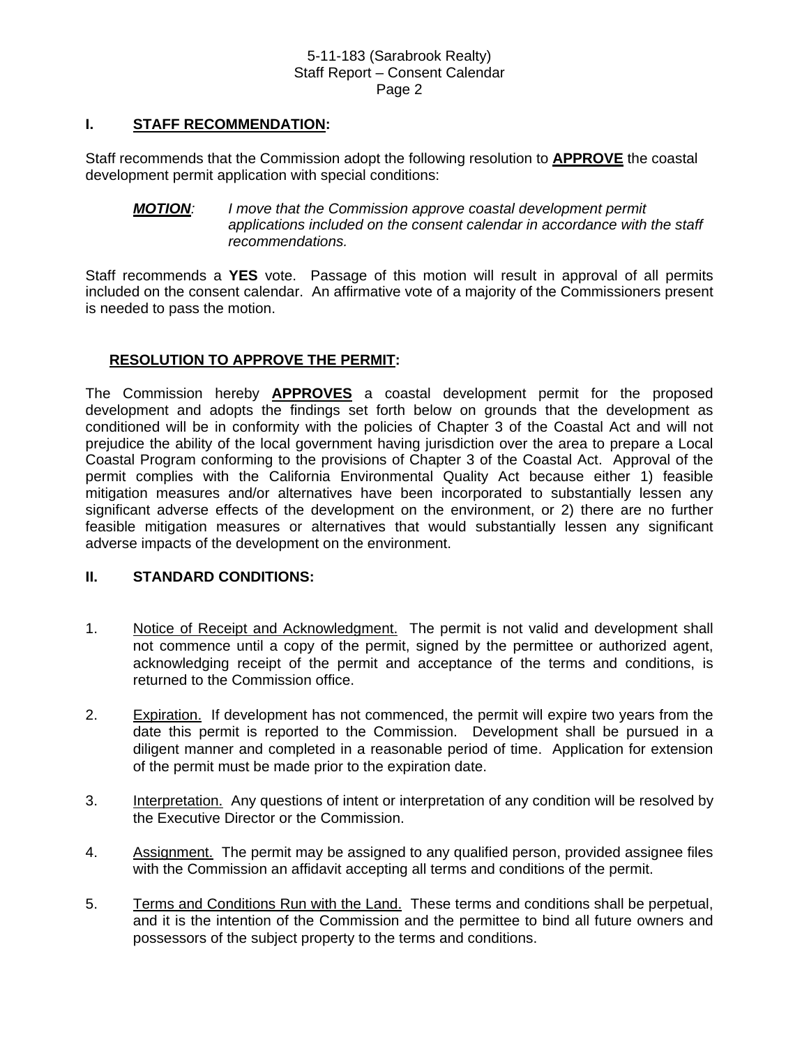## I. **STAFF RECOMMENDATION:**

Staff recommends that the Commission adopt the following resolution to **APPROVE** the coastal development permit application with special conditions:

> ***MOTION**:* *I move that the Commission approve coastal development permit applications included on the consent calendar in accordance with the staff recommendations.*

Staff recommends a **YES** vote. Passage of this motion will result in approval of all permits included on the consent calendar. An affirmative vote of a majority of the Commissioners present is needed to pass the motion.

### **RESOLUTION TO APPROVE THE PERMIT:**

The Commission hereby **APPROVES** a coastal development permit for the proposed development and adopts the findings set forth below on grounds that the development as conditioned will be in conformity with the policies of Chapter 3 of the Coastal Act and will not prejudice the ability of the local government having jurisdiction over the area to prepare a Local Coastal Program conforming to the provisions of Chapter 3 of the Coastal Act. Approval of the permit complies with the California Environmental Quality Act because either 1) feasible mitigation measures and/or alternatives have been incorporated to substantially lessen any significant adverse effects of the development on the environment, or 2) there are no further feasible mitigation measures or alternatives that would substantially lessen any significant adverse impacts of the development on the environment.

## II. **STANDARD CONDITIONS:**

1. Notice of Receipt and Acknowledgment. The permit is not valid and development shall not commence until a copy of the permit, signed by the permittee or authorized agent, acknowledging receipt of the permit and acceptance of the terms and conditions, is returned to the Commission office.

2. Expiration. If development has not commenced, the permit will expire two years from the date this permit is reported to the Commission. Development shall be pursued in a diligent manner and completed in a reasonable period of time. Application for extension of the permit must be made prior to the expiration date.

3. Interpretation. Any questions of intent or interpretation of any condition will be resolved by the Executive Director or the Commission.

4. Assignment. The permit may be assigned to any qualified person, provided assignee files with the Commission an affidavit accepting all terms and conditions of the permit.

5. Terms and Conditions Run with the Land. These terms and conditions shall be perpetual, and it is the intention of the Commission and the permittee to bind all future owners and possessors of the subject property to the terms and conditions.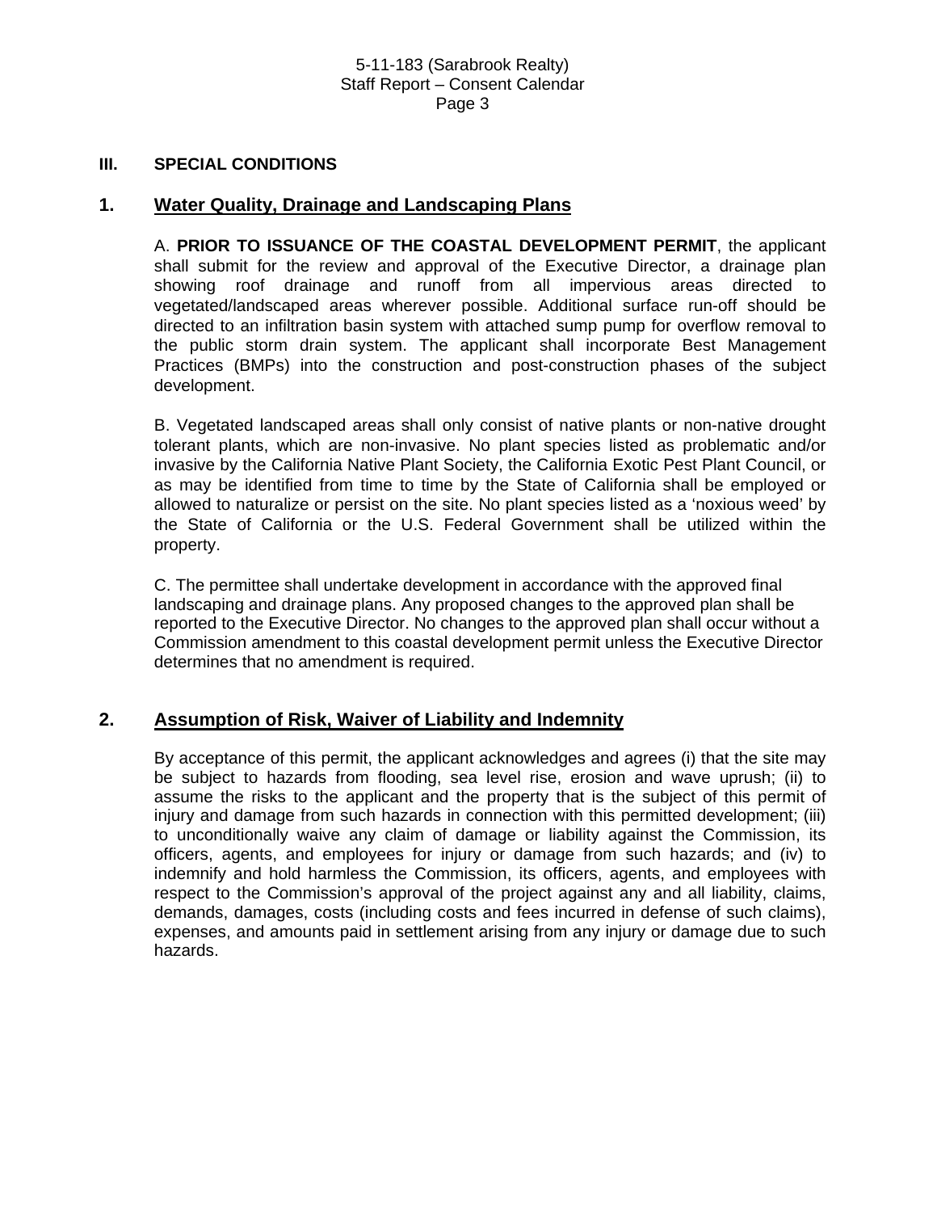## III. SPECIAL CONDITIONS

### 1. Water Quality, Drainage and Landscaping Plans

A. **PRIOR TO ISSUANCE OF THE COASTAL DEVELOPMENT PERMIT**, the applicant shall submit for the review and approval of the Executive Director, a drainage plan showing roof drainage and runoff from all impervious areas directed to vegetated/landscaped areas wherever possible. Additional surface run-off should be directed to an infiltration basin system with attached sump pump for overflow removal to the public storm drain system. The applicant shall incorporate Best Management Practices (BMPs) into the construction and post-construction phases of the subject development.

B. Vegetated landscaped areas shall only consist of native plants or non-native drought tolerant plants, which are non-invasive. No plant species listed as problematic and/or invasive by the California Native Plant Society, the California Exotic Pest Plant Council, or as may be identified from time to time by the State of California shall be employed or allowed to naturalize or persist on the site. No plant species listed as a 'noxious weed' by the State of California or the U.S. Federal Government shall be utilized within the property.

C. The permittee shall undertake development in accordance with the approved final landscaping and drainage plans. Any proposed changes to the approved plan shall be reported to the Executive Director. No changes to the approved plan shall occur without a Commission amendment to this coastal development permit unless the Executive Director determines that no amendment is required.

### 2. Assumption of Risk, Waiver of Liability and Indemnity

By acceptance of this permit, the applicant acknowledges and agrees (i) that the site may be subject to hazards from flooding, sea level rise, erosion and wave uprush; (ii) to assume the risks to the applicant and the property that is the subject of this permit of injury and damage from such hazards in connection with this permitted development; (iii) to unconditionally waive any claim of damage or liability against the Commission, its officers, agents, and employees for injury or damage from such hazards; and (iv) to indemnify and hold harmless the Commission, its officers, agents, and employees with respect to the Commission's approval of the project against any and all liability, claims, demands, damages, costs (including costs and fees incurred in defense of such claims), expenses, and amounts paid in settlement arising from any injury or damage due to such hazards.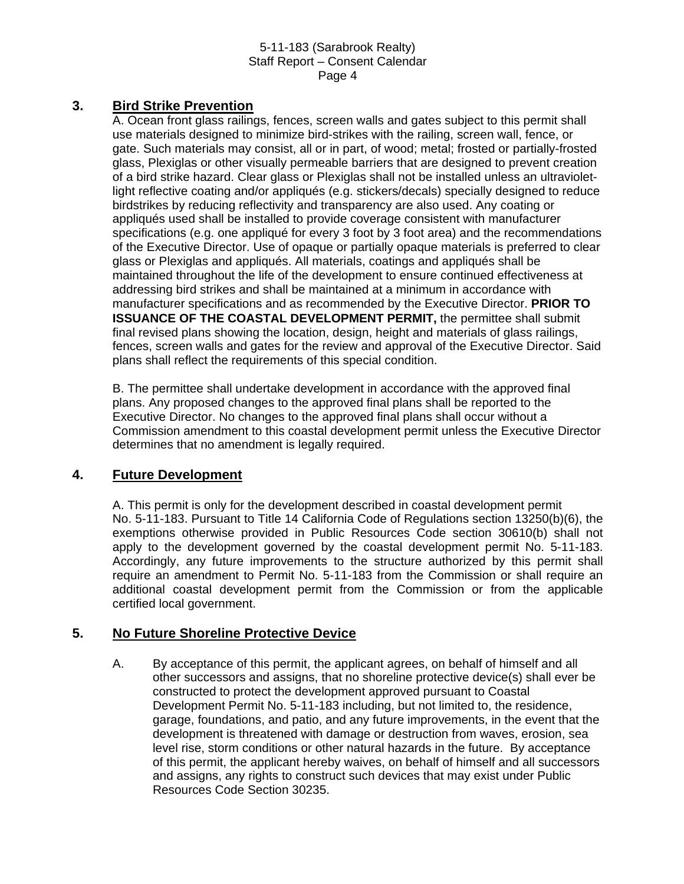## 3. **Bird Strike Prevention**

A. Ocean front glass railings, fences, screen walls and gates subject to this permit shall use materials designed to minimize bird-strikes with the railing, screen wall, fence, or gate. Such materials may consist, all or in part, of wood; metal; frosted or partially-frosted glass, Plexiglas or other visually permeable barriers that are designed to prevent creation of a bird strike hazard. Clear glass or Plexiglas shall not be installed unless an ultraviolet-light reflective coating and/or appliqués (e.g. stickers/decals) specially designed to reduce birdstrikes by reducing reflectivity and transparency are also used. Any coating or appliqués used shall be installed to provide coverage consistent with manufacturer specifications (e.g. one appliqué for every 3 foot by 3 foot area) and the recommendations of the Executive Director. Use of opaque or partially opaque materials is preferred to clear glass or Plexiglas and appliqués. All materials, coatings and appliqués shall be maintained throughout the life of the development to ensure continued effectiveness at addressing bird strikes and shall be maintained at a minimum in accordance with manufacturer specifications and as recommended by the Executive Director. **PRIOR TO ISSUANCE OF THE COASTAL DEVELOPMENT PERMIT,** the permittee shall submit final revised plans showing the location, design, height and materials of glass railings, fences, screen walls and gates for the review and approval of the Executive Director. Said plans shall reflect the requirements of this special condition.

B. The permittee shall undertake development in accordance with the approved final plans. Any proposed changes to the approved final plans shall be reported to the Executive Director. No changes to the approved final plans shall occur without a Commission amendment to this coastal development permit unless the Executive Director determines that no amendment is legally required.

## 4. **Future Development**

A. This permit is only for the development described in coastal development permit No. 5-11-183. Pursuant to Title 14 California Code of Regulations section 13250(b)(6), the exemptions otherwise provided in Public Resources Code section 30610(b) shall not apply to the development governed by the coastal development permit No. 5-11-183. Accordingly, any future improvements to the structure authorized by this permit shall require an amendment to Permit No. 5-11-183 from the Commission or shall require an additional coastal development permit from the Commission or from the applicable certified local government.

## 5. **No Future Shoreline Protective Device**

A. By acceptance of this permit, the applicant agrees, on behalf of himself and all other successors and assigns, that no shoreline protective device(s) shall ever be constructed to protect the development approved pursuant to Coastal Development Permit No. 5-11-183 including, but not limited to, the residence, garage, foundations, and patio, and any future improvements, in the event that the development is threatened with damage or destruction from waves, erosion, sea level rise, storm conditions or other natural hazards in the future. By acceptance of this permit, the applicant hereby waives, on behalf of himself and all successors and assigns, any rights to construct such devices that may exist under Public Resources Code Section 30235.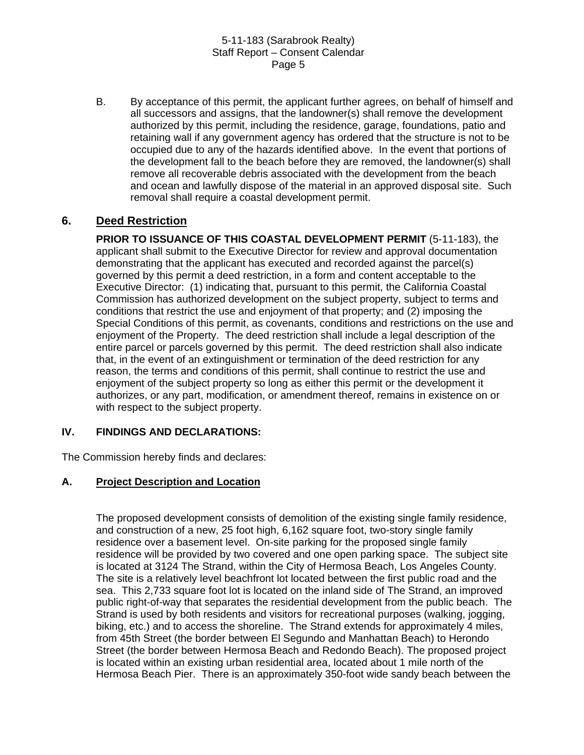B. By acceptance of this permit, the applicant further agrees, on behalf of himself and all successors and assigns, that the landowner(s) shall remove the development authorized by this permit, including the residence, garage, foundations, patio and retaining wall if any government agency has ordered that the structure is not to be occupied due to any of the hazards identified above. In the event that portions of the development fall to the beach before they are removed, the landowner(s) shall remove all recoverable debris associated with the development from the beach and ocean and lawfully dispose of the material in an approved disposal site. Such removal shall require a coastal development permit.

## 6. Deed Restriction

**PRIOR TO ISSUANCE OF THIS COASTAL DEVELOPMENT PERMIT** (5-11-183), the applicant shall submit to the Executive Director for review and approval documentation demonstrating that the applicant has executed and recorded against the parcel(s) governed by this permit a deed restriction, in a form and content acceptable to the Executive Director: (1) indicating that, pursuant to this permit, the California Coastal Commission has authorized development on the subject property, subject to terms and conditions that restrict the use and enjoyment of that property; and (2) imposing the Special Conditions of this permit, as covenants, conditions and restrictions on the use and enjoyment of the Property. The deed restriction shall include a legal description of the entire parcel or parcels governed by this permit. The deed restriction shall also indicate that, in the event of an extinguishment or termination of the deed restriction for any reason, the terms and conditions of this permit, shall continue to restrict the use and enjoyment of the subject property so long as either this permit or the development it authorizes, or any part, modification, or amendment thereof, remains in existence on or with respect to the subject property.

## IV. FINDINGS AND DECLARATIONS:

The Commission hereby finds and declares:

### A. Project Description and Location

The proposed development consists of demolition of the existing single family residence, and construction of a new, 25 foot high, 6,162 square foot, two-story single family residence over a basement level. On-site parking for the proposed single family residence will be provided by two covered and one open parking space. The subject site is located at 3124 The Strand, within the City of Hermosa Beach, Los Angeles County. The site is a relatively level beachfront lot located between the first public road and the sea. This 2,733 square foot lot is located on the inland side of The Strand, an improved public right-of-way that separates the residential development from the public beach. The Strand is used by both residents and visitors for recreational purposes (walking, jogging, biking, etc.) and to access the shoreline. The Strand extends for approximately 4 miles, from 45th Street (the border between El Segundo and Manhattan Beach) to Herondo Street (the border between Hermosa Beach and Redondo Beach). The proposed project is located within an existing urban residential area, located about 1 mile north of the Hermosa Beach Pier. There is an approximately 350-foot wide sandy beach between the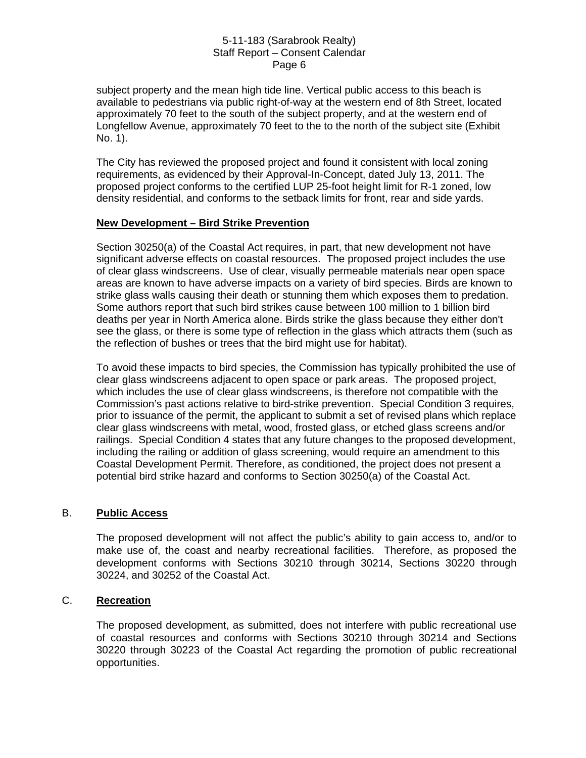subject property and the mean high tide line. Vertical public access to this beach is available to pedestrians via public right-of-way at the western end of 8th Street, located approximately 70 feet to the south of the subject property, and at the western end of Longfellow Avenue, approximately 70 feet to the to the north of the subject site (Exhibit No. 1).

The City has reviewed the proposed project and found it consistent with local zoning requirements, as evidenced by their Approval-In-Concept, dated July 13, 2011. The proposed project conforms to the certified LUP 25-foot height limit for R-1 zoned, low density residential, and conforms to the setback limits for front, rear and side yards.

**New Development – Bird Strike Prevention**

Section 30250(a) of the Coastal Act requires, in part, that new development not have significant adverse effects on coastal resources. The proposed project includes the use of clear glass windscreens. Use of clear, visually permeable materials near open space areas are known to have adverse impacts on a variety of bird species. Birds are known to strike glass walls causing their death or stunning them which exposes them to predation. Some authors report that such bird strikes cause between 100 million to 1 billion bird deaths per year in North America alone. Birds strike the glass because they either don't see the glass, or there is some type of reflection in the glass which attracts them (such as the reflection of bushes or trees that the bird might use for habitat).

To avoid these impacts to bird species, the Commission has typically prohibited the use of clear glass windscreens adjacent to open space or park areas. The proposed project, which includes the use of clear glass windscreens, is therefore not compatible with the Commission's past actions relative to bird-strike prevention. Special Condition 3 requires, prior to issuance of the permit, the applicant to submit a set of revised plans which replace clear glass windscreens with metal, wood, frosted glass, or etched glass screens and/or railings. Special Condition 4 states that any future changes to the proposed development, including the railing or addition of glass screening, would require an amendment to this Coastal Development Permit. Therefore, as conditioned, the project does not present a potential bird strike hazard and conforms to Section 30250(a) of the Coastal Act.

## B. Public Access

The proposed development will not affect the public's ability to gain access to, and/or to make use of, the coast and nearby recreational facilities. Therefore, as proposed the development conforms with Sections 30210 through 30214, Sections 30220 through 30224, and 30252 of the Coastal Act.

## C. Recreation

The proposed development, as submitted, does not interfere with public recreational use of coastal resources and conforms with Sections 30210 through 30214 and Sections 30220 through 30223 of the Coastal Act regarding the promotion of public recreational opportunities.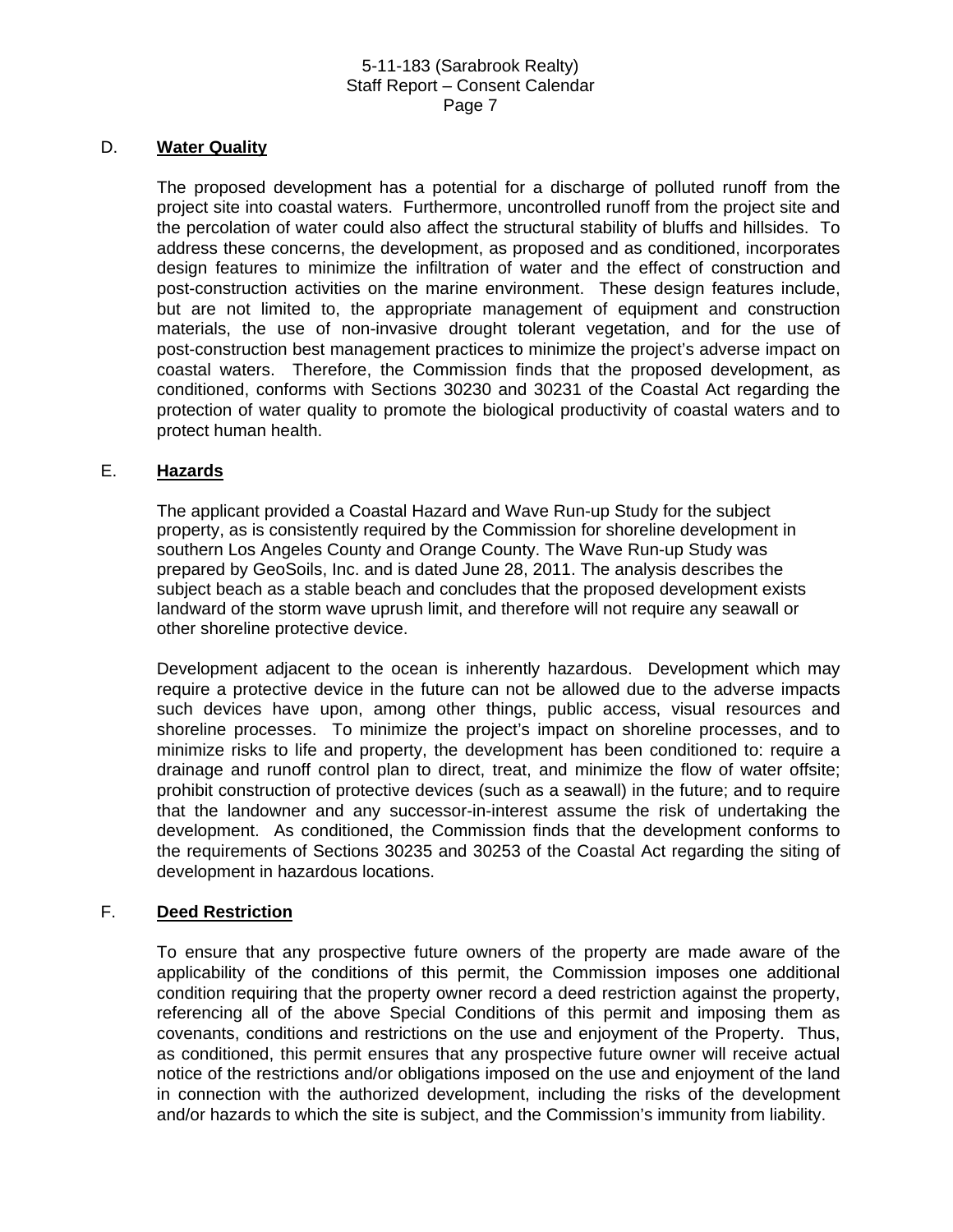## D. Water Quality

The proposed development has a potential for a discharge of polluted runoff from the project site into coastal waters. Furthermore, uncontrolled runoff from the project site and the percolation of water could also affect the structural stability of bluffs and hillsides. To address these concerns, the development, as proposed and as conditioned, incorporates design features to minimize the infiltration of water and the effect of construction and post-construction activities on the marine environment. These design features include, but are not limited to, the appropriate management of equipment and construction materials, the use of non-invasive drought tolerant vegetation, and for the use of post-construction best management practices to minimize the project's adverse impact on coastal waters. Therefore, the Commission finds that the proposed development, as conditioned, conforms with Sections 30230 and 30231 of the Coastal Act regarding the protection of water quality to promote the biological productivity of coastal waters and to protect human health.

## E. Hazards

The applicant provided a Coastal Hazard and Wave Run-up Study for the subject property, as is consistently required by the Commission for shoreline development in southern Los Angeles County and Orange County. The Wave Run-up Study was prepared by GeoSoils, Inc. and is dated June 28, 2011. The analysis describes the subject beach as a stable beach and concludes that the proposed development exists landward of the storm wave uprush limit, and therefore will not require any seawall or other shoreline protective device.

Development adjacent to the ocean is inherently hazardous. Development which may require a protective device in the future can not be allowed due to the adverse impacts such devices have upon, among other things, public access, visual resources and shoreline processes. To minimize the project's impact on shoreline processes, and to minimize risks to life and property, the development has been conditioned to: require a drainage and runoff control plan to direct, treat, and minimize the flow of water offsite; prohibit construction of protective devices (such as a seawall) in the future; and to require that the landowner and any successor-in-interest assume the risk of undertaking the development. As conditioned, the Commission finds that the development conforms to the requirements of Sections 30235 and 30253 of the Coastal Act regarding the siting of development in hazardous locations.

## F. Deed Restriction

To ensure that any prospective future owners of the property are made aware of the applicability of the conditions of this permit, the Commission imposes one additional condition requiring that the property owner record a deed restriction against the property, referencing all of the above Special Conditions of this permit and imposing them as covenants, conditions and restrictions on the use and enjoyment of the Property. Thus, as conditioned, this permit ensures that any prospective future owner will receive actual notice of the restrictions and/or obligations imposed on the use and enjoyment of the land in connection with the authorized development, including the risks of the development and/or hazards to which the site is subject, and the Commission's immunity from liability.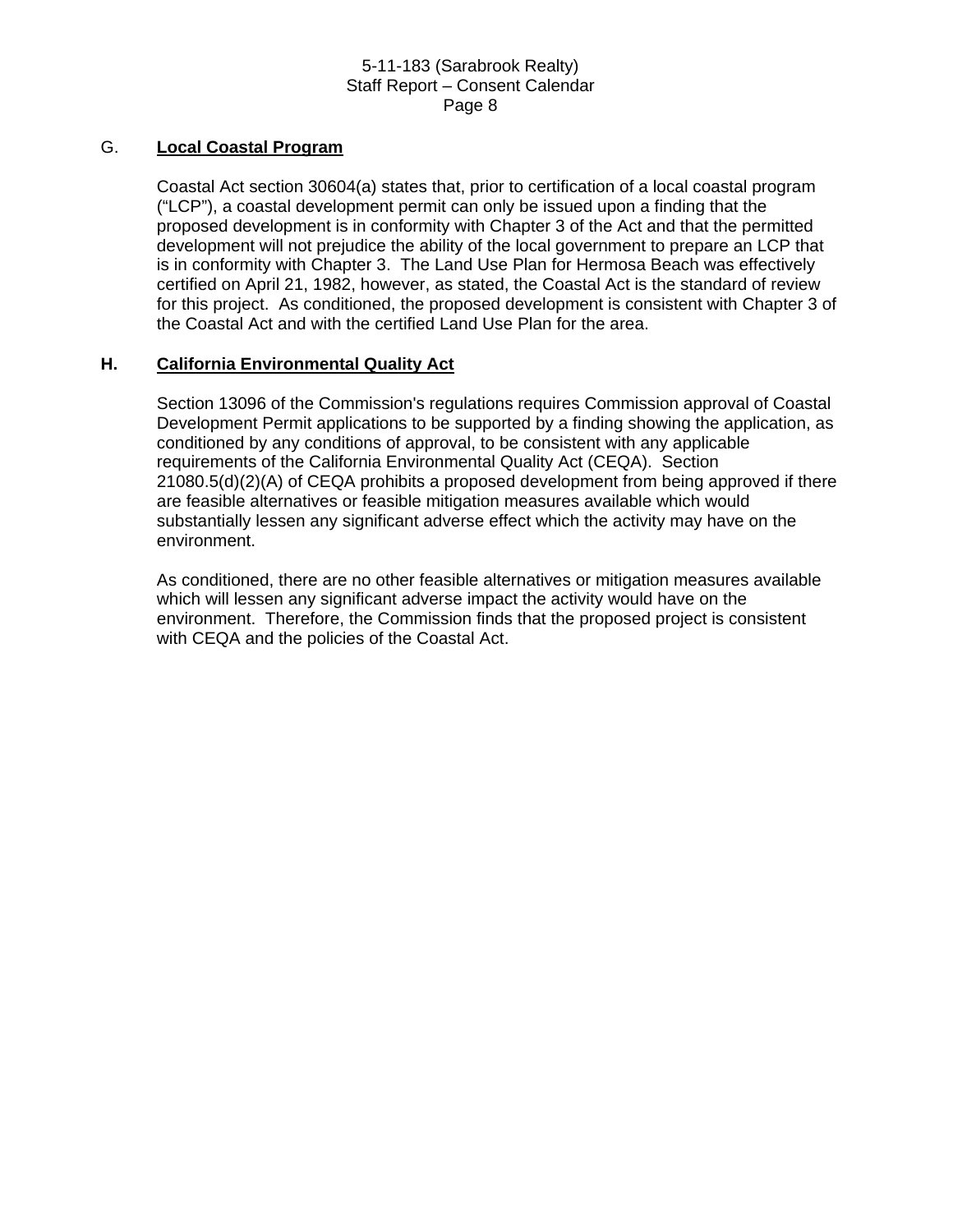## G. Local Coastal Program

Coastal Act section 30604(a) states that, prior to certification of a local coastal program ("LCP"), a coastal development permit can only be issued upon a finding that the proposed development is in conformity with Chapter 3 of the Act and that the permitted development will not prejudice the ability of the local government to prepare an LCP that is in conformity with Chapter 3. The Land Use Plan for Hermosa Beach was effectively certified on April 21, 1982, however, as stated, the Coastal Act is the standard of review for this project. As conditioned, the proposed development is consistent with Chapter 3 of the Coastal Act and with the certified Land Use Plan for the area.

## H. California Environmental Quality Act

Section 13096 of the Commission's regulations requires Commission approval of Coastal Development Permit applications to be supported by a finding showing the application, as conditioned by any conditions of approval, to be consistent with any applicable requirements of the California Environmental Quality Act (CEQA). Section 21080.5(d)(2)(A) of CEQA prohibits a proposed development from being approved if there are feasible alternatives or feasible mitigation measures available which would substantially lessen any significant adverse effect which the activity may have on the environment.

As conditioned, there are no other feasible alternatives or mitigation measures available which will lessen any significant adverse impact the activity would have on the environment. Therefore, the Commission finds that the proposed project is consistent with CEQA and the policies of the Coastal Act.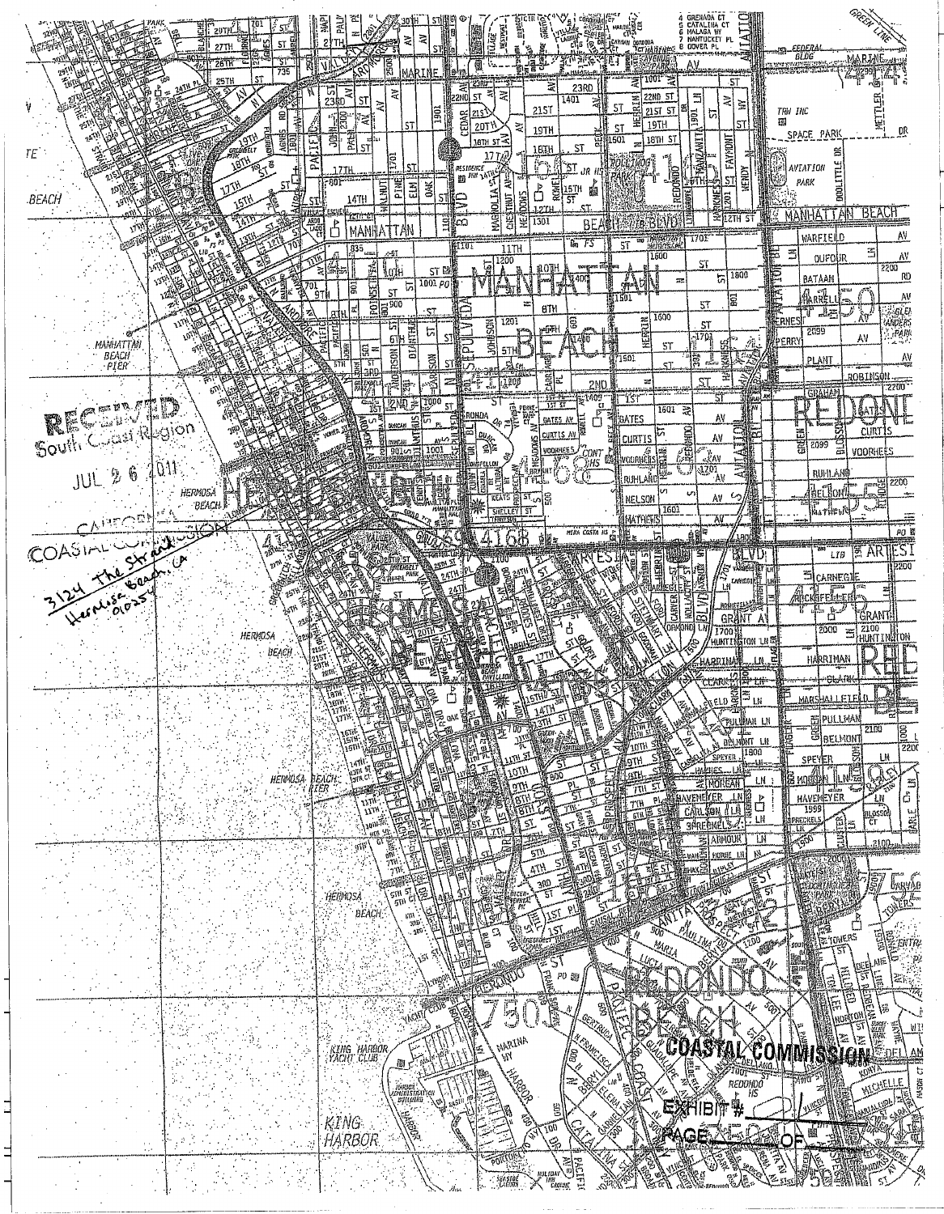RECEIVED
South Coast Region

JUL 26 2011

CALIFORNIA
COASTAL COMMISSION

3124 The Strand
Hermosa Beach, CA
90254

COASTAL COMMISSION

EXHIBIT #
PAGE OF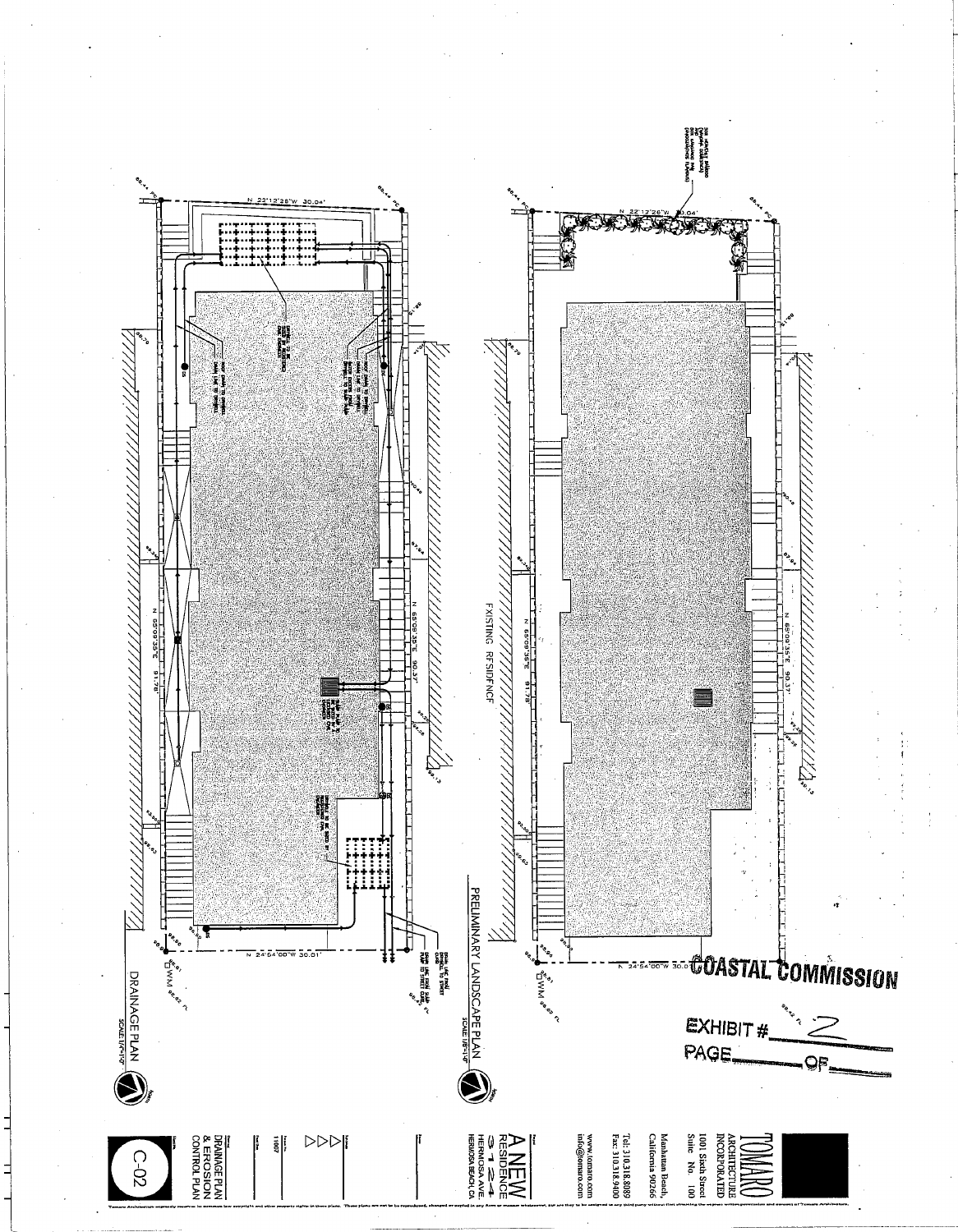COASTAL COMMISSION

EXHIBIT # 2

PAGE ___ OF ___

PRELIMINARY LANDSCAPE PLAN

SCALE 1/8"=1'-0"

DRAINAGE PLAN

SCALE 1/8"=1'-0"

EXISTING RESIDENCE

N 22°12'26"W 30.04'

N 65°09'35"E 91.78'

N 65°09'35"E 90.37'

N 24°54'00"W 30.01'

WM

TOMARO ARCHITECTURE INCORPORATED

1001 Sixth Street
Suite No. 100

Manhattan Beach,
California 90266

Tel: 310.318.8089
Fax: 310.318.9400

www.tomaro.com
info@tomaro.com

A NEW RESIDENCE
3124
HERMOSA AVE.
HERMOSA BEACH, CA

11007

DRAINAGE PLAN
& EROSION
CONTROL PLAN

C-02